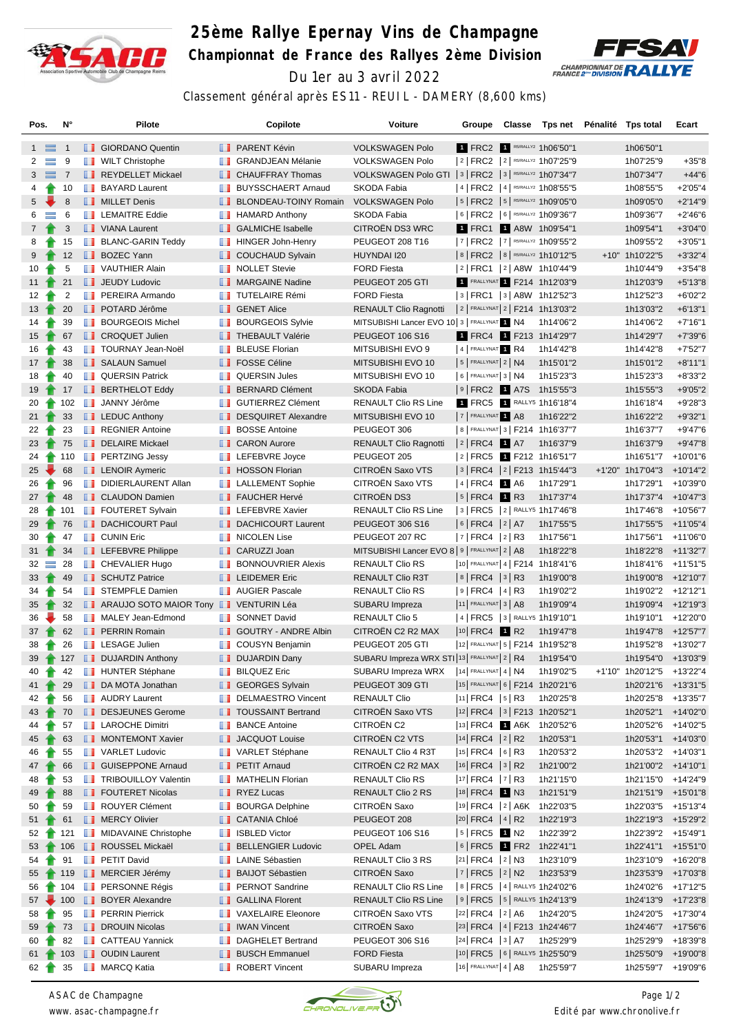# 25ème Rallye Epernay Vins de Champagne

## Championnat de France des Rallyes 2ème Division

Du 1er au 3 avril 2022

Classement général après ES11 - REUIL - DAMERY (8,600 kms)

| Pos. | N° | Pilote | Copilote | Voiture | Groupe | Classe | Tps net | Pénalité | Tps total | Ecart |
|---|---|---|---|---|---|---|---|---|---|---|
| 1 | 1 | GIORDANO Quentin | PARENT Kévin | VOLKSWAGEN Polo | 1 FRC2 | 1 R5/RALLY2 | 1h06'50"1 | | 1h06'50"1 | |
| 2 | 9 | WILT Christophe | GRANDJEAN Mélanie | VOLKSWAGEN Polo | 2 FRC2 | 2 R5/RALLY2 | 1h07'25"9 | | 1h07'25"9 | +35"8 |
| 3 | 7 | REYDELLET Mickael | CHAUFFRAY Thomas | VOLKSWAGEN Polo GTI | 3 FRC2 | 3 R5/RALLY2 | 1h07'34"7 | | 1h07'34"7 | +44"6 |
| 4 | 10 | BAYARD Laurent | BUYSSCHAERT Arnaud | SKODA Fabia | 4 FRC2 | 4 R5/RALLY2 | 1h08'55"5 | | 1h08'55"5 | +2'05"4 |
| 5 | 8 | MILLET Denis | BLONDEAU-TOINY Romain | VOLKSWAGEN Polo | 5 FRC2 | 5 R5/RALLY2 | 1h09'05"0 | | 1h09'05"0 | +2'14"9 |
| 6 | 6 | LEMAITRE Eddie | HAMARD Anthony | SKODA Fabia | 6 FRC2 | 6 R5/RALLY2 | 1h09'36"7 | | 1h09'36"7 | +2'46"6 |
| 7 | 3 | VIANA Laurent | GALMICHE Isabelle | CITROËN DS3 WRC | 1 FRC1 | 1 A8W | 1h09'54"1 | | 1h09'54"1 | +3'04"0 |
| 8 | 15 | BLANC-GARIN Teddy | HINGER John-Henry | PEUGEOT 208 T16 | 7 FRC2 | 7 R5/RALLY2 | 1h09'55"2 | | 1h09'55"2 | +3'05"1 |
| 9 | 12 | BOZEC Yann | COUCHAUD Sylvain | HUYNDAI I20 | 8 FRC2 | 8 R5/RALLY2 | 1h10'12"5 | +10" | 1h10'22"5 | +3'32"4 |
| 10 | 5 | VAUTHIER Alain | NOLLET Stevie | FORD Fiesta | 2 FRC1 | 2 A8W | 1h10'44"9 | | 1h10'44"9 | +3'54"8 |
| 11 | 21 | JEUDY Ludovic | MARGAINE Nadine | PEUGEOT 205 GTI | 1 FRALLYNAT | 1 F214 | 1h12'03"9 | | 1h12'03"9 | +5'13"8 |
| 12 | 2 | PEREIRA Armando | TUTELAIRE Rémi | FORD Fiesta | 3 FRC1 | 3 A8W | 1h12'52"3 | | 1h12'52"3 | +6'02"2 |
| 13 | 20 | POTARD Jérôme | GENET Alice | RENAULT Clio Ragnotti | 2 FRALLYNAT | 2 F214 | 1h13'03"2 | | 1h13'03"2 | +6'13"1 |
| 14 | 39 | BOURGEOIS Michel | BOURGEOIS Sylvie | MITSUBISHI Lancer EVO 10 | 3 FRALLYNAT | 1 N4 | 1h14'06"2 | | 1h14'06"2 | +7'16"1 |
| 15 | 67 | CROQUET Julien | THEBAULT Valérie | PEUGEOT 106 S16 | 1 FRC4 | 1 F213 | 1h14'29"7 | | 1h14'29"7 | +7'39"6 |
| 16 | 43 | TOURNAY Jean-Noël | BLEUSE Florian | MITSUBISHI EVO 9 | 4 FRALLYNAT | 1 R4 | 1h14'42"8 | | 1h14'42"8 | +7'52"7 |
| 17 | 38 | SALAUN Samuel | FOSSE Céline | MITSUBISHI EVO 10 | 5 FRALLYNAT | 2 N4 | 1h15'01"2 | | 1h15'01"2 | +8'11"1 |
| 18 | 40 | QUERSIN Patrick | QUERSIN Jules | MITSUBISHI EVO 10 | 6 FRALLYNAT | 3 N4 | 1h15'23"3 | | 1h15'23"3 | +8'33"2 |
| 19 | 17 | BERTHELOT Eddy | BERNARD Clément | SKODA Fabia | 9 FRC2 | 1 A7S | 1h15'55"3 | | 1h15'55"3 | +9'05"2 |
| 20 | 102 | JANNY Jérôme | GUTIERREZ Clément | RENAULT Clio RS Line | 1 FRC5 | 1 RALLY5 | 1h16'18"4 | | 1h16'18"4 | +9'28"3 |
| 21 | 33 | LEDUC Anthony | DESQUIRET Alexandre | MITSUBISHI EVO 10 | 7 FRALLYNAT | 1 A8 | 1h16'22"2 | | 1h16'22"2 | +9'32"1 |
| 22 | 23 | REGNIER Antoine | BOSSE Antoine | PEUGEOT 306 | 8 FRALLYNAT | 3 F214 | 1h16'37"7 | | 1h16'37"7 | +9'47"6 |
| 23 | 75 | DELAIRE Mickael | CARON Aurore | RENAULT Clio Ragnotti | 2 FRC4 | 1 A7 | 1h16'37"9 | | 1h16'37"9 | +9'47"8 |
| 24 | 110 | PERTZING Jessy | LEFEBVRE Joyce | PEUGEOT 205 | 2 FRC5 | 1 F212 | 1h16'51"7 | | 1h16'51"7 | +10'01"6 |
| 25 | 68 | LENOIR Aymeric | HOSSON Florian | CITROËN Saxo VTS | 3 FRC4 | 2 F213 | 1h15'44"3 | +1'20" | 1h17'04"3 | +10'14"2 |
| 26 | 96 | DIDIERLAURENT Allan | LALLEMENT Sophie | CITROËN Saxo VTS | 4 FRC4 | 1 A6 | 1h17'29"1 | | 1h17'29"1 | +10'39"0 |
| 27 | 48 | CLAUDON Damien | FAUCHER Hervé | CITROËN DS3 | 5 FRC4 | 1 R3 | 1h17'37"4 | | 1h17'37"4 | +10'47"3 |
| 28 | 101 | FOUTERET Sylvain | LEFEBVRE Xavier | RENAULT Clio RS Line | 3 FRC5 | 2 RALLY5 | 1h17'46"8 | | 1h17'46"8 | +10'56"7 |
| 29 | 76 | DACHICOURT Paul | DACHICOURT Laurent | PEUGEOT 306 S16 | 6 FRC4 | 2 A7 | 1h17'55"5 | | 1h17'55"5 | +11'05"4 |
| 30 | 47 | CUNIN Eric | NICOLEN Lise | PEUGEOT 207 RC | 7 FRC4 | 2 R3 | 1h17'56"1 | | 1h17'56"1 | +11'06"0 |
| 31 | 34 | LEFEBVRE Philippe | CARUZZI Joan | MITSUBISHI Lancer EVO 8 | 9 FRALLYNAT | 2 A8 | 1h18'22"8 | | 1h18'22"8 | +11'32"7 |
| 32 | 28 | CHEVALIER Hugo | BONNOUVRIER Alexis | RENAULT Clio RS | 10 FRALLYNAT | 4 F214 | 1h18'41"6 | | 1h18'41"6 | +11'51"5 |
| 33 | 49 | SCHUTZ Patrice | LEIDEMER Eric | RENAULT Clio R3T | 8 FRC4 | 3 R3 | 1h19'00"8 | | 1h19'00"8 | +12'10"7 |
| 34 | 54 | STEMPFLE Damien | AUGIER Pascale | RENAULT Clio RS | 9 FRC4 | 4 R3 | 1h19'02"2 | | 1h19'02"2 | +12'12"1 |
| 35 | 32 | ARAUJO SOTO MAIOR Tony | VENTURIN Léa | SUBARU Impreza | 11 FRALLYNAT | 3 A8 | 1h19'09"4 | | 1h19'09"4 | +12'19"3 |
| 36 | 58 | MALEY Jean-Edmond | SONNET David | RENAULT Clio 5 | 4 FRC5 | 3 RALLY5 | 1h19'10"1 | | 1h19'10"1 | +12'20"0 |
| 37 | 62 | PERRIN Romain | GOUTRY - ANDRE Albin | CITROËN C2 R2 MAX | 10 FRC4 | 1 R2 | 1h19'47"8 | | 1h19'47"8 | +12'57"7 |
| 38 | 26 | LESAGE Julien | COUSYN Benjamin | PEUGEOT 205 GTI | 12 FRALLYNAT | 5 F214 | 1h19'52"8 | | 1h19'52"8 | +13'02"7 |
| 39 | 127 | DUJARDIN Anthony | DUJARDIN Dany | SUBARU Impreza WRX STI | 13 FRALLYNAT | 2 R4 | 1h19'54"0 | | 1h19'54"0 | +13'03"9 |
| 40 | 42 | HUNTER Stéphane | BILQUEZ Eric | SUBARU Impreza WRX | 14 FRALLYNAT | 4 N4 | 1h19'02"5 | +1'10" | 1h20'12"5 | +13'22"4 |
| 41 | 29 | DA MOTA Jonathan | GEORGES Sylvain | PEUGEOT 309 GTI | 15 FRALLYNAT | 6 F214 | 1h20'21"6 | | 1h20'21"6 | +13'31"5 |
| 42 | 56 | AUDRY Laurent | DELMAESTRO Vincent | RENAULT Clio | 11 FRC4 | 5 R3 | 1h20'25"8 | | 1h20'25"8 | +13'35"7 |
| 43 | 70 | DESJEUNES Gerome | TOUSSAINT Bertrand | CITROËN Saxo VTS | 12 FRC4 | 3 F213 | 1h20'52"1 | | 1h20'52"1 | +14'02"0 |
| 44 | 57 | LAROCHE Dimitri | BANCE Antoine | CITROËN C2 | 13 FRC4 | 1 A6K | 1h20'52"6 | | 1h20'52"6 | +14'02"5 |
| 45 | 63 | MONTEMONT Xavier | JACQUOT Louise | CITROËN C2 VTS | 14 FRC4 | 2 R2 | 1h20'53"1 | | 1h20'53"1 | +14'03"0 |
| 46 | 55 | VARLET Ludovic | VARLET Stéphane | RENAULT Clio 4 R3T | 15 FRC4 | 6 R3 | 1h20'53"2 | | 1h20'53"2 | +14'03"1 |
| 47 | 66 | GUISEPPONE Arnaud | PETIT Arnaud | CITROËN C2 R2 MAX | 16 FRC4 | 3 R2 | 1h21'00"2 | | 1h21'00"2 | +14'10"1 |
| 48 | 53 | TRIBOUILLOY Valentin | MATHELIN Florian | RENAULT Clio RS | 17 FRC4 | 7 R3 | 1h21'15"0 | | 1h21'15"0 | +14'24"9 |
| 49 | 88 | FOUTERET Nicolas | RYEZ Lucas | RENAULT Clio 2 RS | 18 FRC4 | 1 N3 | 1h21'51"9 | | 1h21'51"9 | +15'01"8 |
| 50 | 59 | ROUYER Clément | BOURGA Delphine | CITROËN Saxo | 19 FRC4 | 2 A6K | 1h22'03"5 | | 1h22'03"5 | +15'13"4 |
| 51 | 61 | MERCY Olivier | CATANIA Chloé | PEUGEOT 208 | 20 FRC4 | 4 R2 | 1h22'19"3 | | 1h22'19"3 | +15'29"2 |
| 52 | 121 | MIDAVAINE Christophe | ISBLED Victor | PEUGEOT 106 S16 | 5 FRC5 | 1 N2 | 1h22'39"2 | | 1h22'39"2 | +15'49"1 |
| 53 | 106 | ROUSSEL Mickaël | BELLENGIER Ludovic | OPEL Adam | 6 FRC5 | 1 FR2 | 1h22'41"1 | | 1h22'41"1 | +15'51"0 |
| 54 | 91 | PETIT David | LAINE Sébastien | RENAULT Clio 3 RS | 21 FRC4 | 2 N3 | 1h23'10"9 | | 1h23'10"9 | +16'20"8 |
| 55 | 119 | MERCIER Jérémy | BAIJOT Sébastien | CITROËN Saxo | 7 FRC5 | 2 N2 | 1h23'53"9 | | 1h23'53"9 | +17'03"8 |
| 56 | 104 | PERSONNE Régis | PERNOT Sandrine | RENAULT Clio RS Line | 8 FRC5 | 4 RALLY5 | 1h24'02"6 | | 1h24'02"6 | +17'12"5 |
| 57 | 100 | BOYER Alexandre | GALLINA Florent | RENAULT Clio RS Line | 9 FRC5 | 5 RALLY5 | 1h24'13"9 | | 1h24'13"9 | +17'23"8 |
| 58 | 95 | PERRIN Pierrick | VAXELAIRE Eleonore | CITROËN Saxo VTS | 22 FRC4 | 2 A6 | 1h24'20"5 | | 1h24'20"5 | +17'30"4 |
| 59 | 73 | DROUIN Nicolas | IWAN Vincent | CITROËN Saxo | 23 FRC4 | 4 F213 | 1h24'46"7 | | 1h24'46"7 | +17'56"6 |
| 60 | 82 | CATTEAU Yannick | DAGHELET Bertrand | PEUGEOT 306 S16 | 24 FRC4 | 3 A7 | 1h25'29"9 | | 1h25'29"9 | +18'39"8 |
| 61 | 103 | OUDIN Laurent | BUSCH Emmanuel | FORD Fiesta | 10 FRC5 | 6 RALLY5 | 1h25'50"9 | | 1h25'50"9 | +19'00"8 |
| 62 | 35 | MARCQ Katia | ROBERT Vincent | SUBARU Impreza | 16 FRALLYNAT | 4 A8 | 1h25'59"7 | | 1h25'59"7 | +19'09"6 |

ASAC de Champagne
www.asac-champagne.fr

Edité par www.chronolive.fr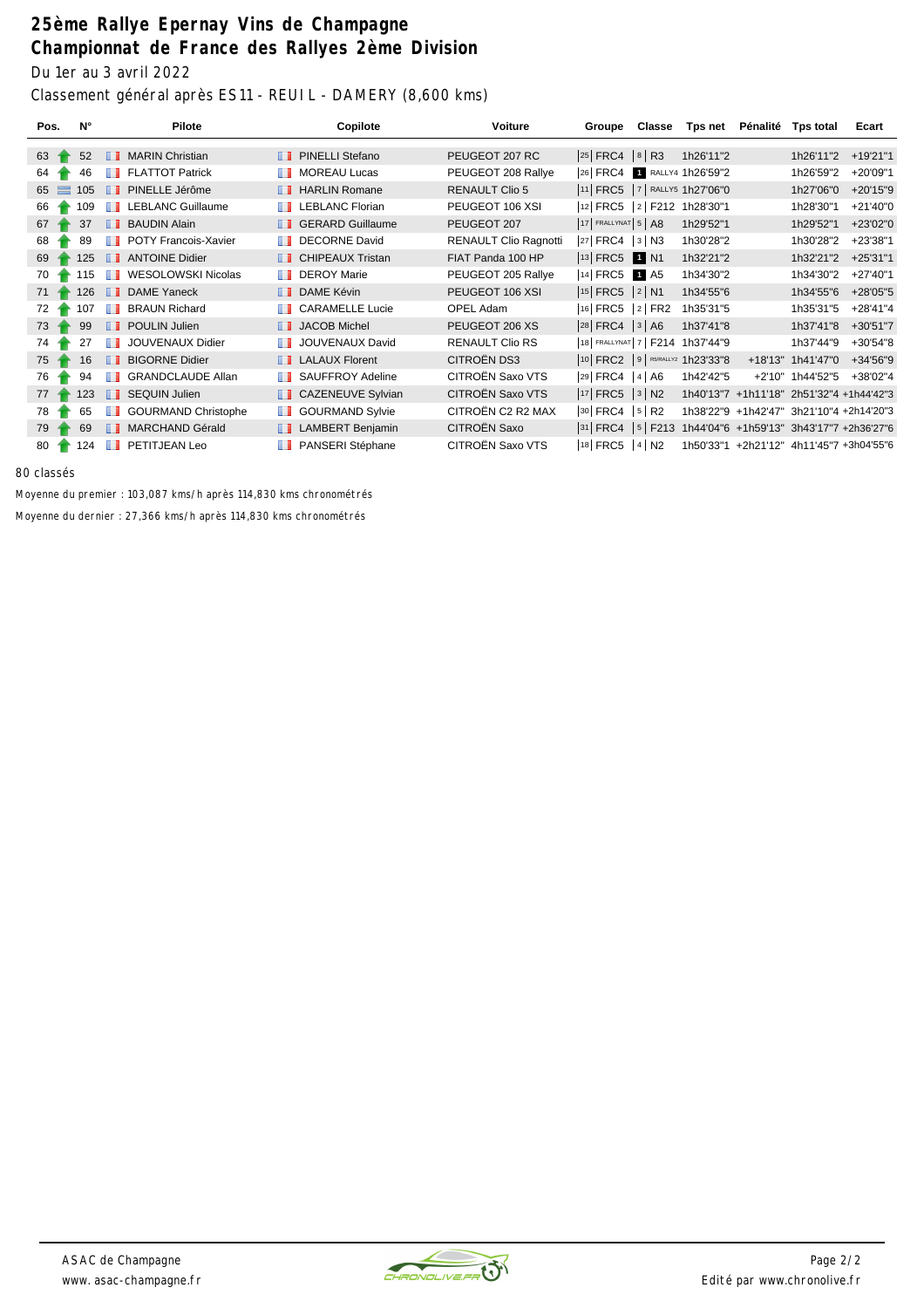# 25ème Rallye Epernay Vins de Champagne
# Championnat de France des Rallyes 2ème Division

Du 1er au 3 avril 2022

Classement général après ES11 - REUIL - DAMERY (8,600 kms)

| Pos. | N° | Pilote | Copilote | Voiture | Groupe | Classe | Tps net | Pénalité | Tps total | Ecart |
|---|---|---|---|---|---|---|---|---|---|---|
| 63 | 52 | MARIN Christian | PINELLI Stefano | PEUGEOT 207 RC | 25 FRC4 | 8 R3 | 1h26'11"2 | | 1h26'11"2 | +19'21"1 |
| 64 | 46 | FLATTOT Patrick | MOREAU Lucas | PEUGEOT 208 Rallye | 26 FRC4 | 1 RALLY4 | 1h26'59"2 | | 1h26'59"2 | +20'09"1 |
| 65 | 105 | PINELLE Jérôme | HARLIN Romane | RENAULT Clio 5 | 11 FRC5 | 7 RALLY5 | 1h27'06"0 | | 1h27'06"0 | +20'15"9 |
| 66 | 109 | LEBLANC Guillaume | LEBLANC Florian | PEUGEOT 106 XSI | 12 FRC5 | 2 F212 | 1h28'30"1 | | 1h28'30"1 | +21'40"0 |
| 67 | 37 | BAUDIN Alain | GERARD Guillaume | PEUGEOT 207 | 17 FRALLYNAT | 5 A8 | 1h29'52"1 | | 1h29'52"1 | +23'02"0 |
| 68 | 89 | POTY Francois-Xavier | DECORNE David | RENAULT Clio Ragnotti | 27 FRC4 | 3 N3 | 1h30'28"2 | | 1h30'28"2 | +23'38"1 |
| 69 | 125 | ANTOINE Didier | CHIPEAUX Tristan | FIAT Panda 100 HP | 13 FRC5 | 1 N1 | 1h32'21"2 | | 1h32'21"2 | +25'31"1 |
| 70 | 115 | WESOLOWSKI Nicolas | DEROY Marie | PEUGEOT 205 Rallye | 14 FRC5 | 1 A5 | 1h34'30"2 | | 1h34'30"2 | +27'40"1 |
| 71 | 126 | DAME Yaneck | DAME Kévin | PEUGEOT 106 XSI | 15 FRC5 | 2 N1 | 1h34'55"6 | | 1h34'55"6 | +28'05"5 |
| 72 | 107 | BRAUN Richard | CARAMELLE Lucie | OPEL Adam | 16 FRC5 | 2 FR2 | 1h35'31"5 | | 1h35'31"5 | +28'41"4 |
| 73 | 99 | POULIN Julien | JACOB Michel | PEUGEOT 206 XS | 28 FRC4 | 3 A6 | 1h37'41"8 | | 1h37'41"8 | +30'51"7 |
| 74 | 27 | JOUVENAUX Didier | JOUVENAUX David | RENAULT Clio RS | 18 FRALLYNAT | 7 F214 | 1h37'44"9 | | 1h37'44"9 | +30'54"8 |
| 75 | 16 | BIGORNE Didier | LALAUX Florent | CITROËN DS3 | 10 FRC2 | 9 R5/RALLY2 | 1h23'33"8 | +18'13" | 1h41'47"0 | +34'56"9 |
| 76 | 94 | GRANDCLAUDE Allan | SAUFFROY Adeline | CITROËN Saxo VTS | 29 FRC4 | 4 A6 | 1h42'42"5 | +2'10" | 1h44'52"5 | +38'02"4 |
| 77 | 123 | SEQUIN Julien | CAZENEUVE Sylvian | CITROËN Saxo VTS | 17 FRC5 | 3 N2 | 1h40'13"7 | +1h11'18" | 2h51'32"4 | +1h44'42"3 |
| 78 | 65 | GOURMAND Christophe | GOURMAND Sylvie | CITROËN C2 R2 MAX | 30 FRC4 | 5 R2 | 1h38'22"9 | +1h42'47" | 3h21'10"4 | +2h14'20"3 |
| 79 | 69 | MARCHAND Gérald | LAMBERT Benjamin | CITROËN Saxo | 31 FRC4 | 5 F213 | 1h44'04"6 | +1h59'13" | 3h43'17"7 | +2h36'27"6 |
| 80 | 124 | PETITJEAN Leo | PANSERI Stéphane | CITROËN Saxo VTS | 18 FRC5 | 4 N2 | 1h50'33"1 | +2h21'12" | 4h11'45"7 | +3h04'55"6 |

80 classés

Moyenne du premier : 103,087 kms/h après 114,830 kms chronométrés

Moyenne du dernier : 27,366 kms/h après 114,830 kms chronométrés

ASAC de Champagne
www.asac-champagne.fr

Edité par www.chronolive.fr